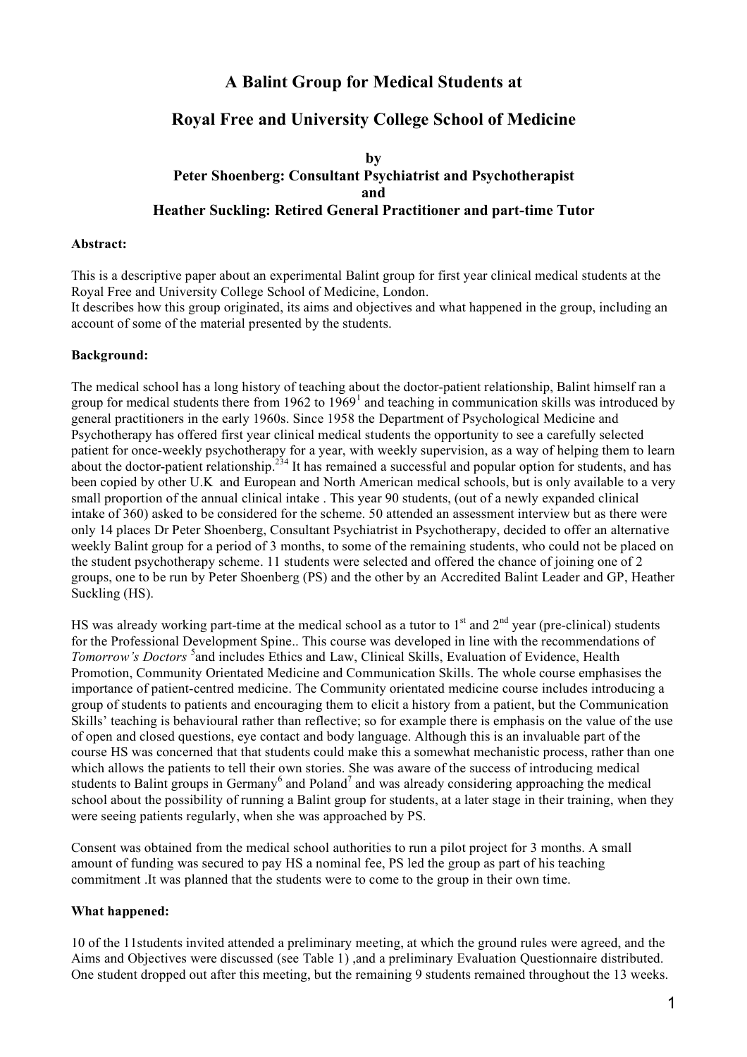# A Balint Group for Medical Students at

# Royal Free and University College School of Medicine

**by**
**Peter Shoenberg: Consultant Psychiatrist and Psychotherapist**
**and**
**Heather Suckling: Retired General Practitioner and part-time Tutor**

**Abstract:**

This is a descriptive paper about an experimental Balint group for first year clinical medical students at the Royal Free and University College School of Medicine, London.
It describes how this group originated, its aims and objectives and what happened in the group, including an account of some of the material presented by the students.

**Background:**

The medical school has a long history of teaching about the doctor-patient relationship, Balint himself ran a group for medical students there from 1962 to 1969[1] and teaching in communication skills was introduced by general practitioners in the early 1960s. Since 1958 the Department of Psychological Medicine and Psychotherapy has offered first year clinical medical students the opportunity to see a carefully selected patient for once-weekly psychotherapy for a year, with weekly supervision, as a way of helping them to learn about the doctor-patient relationship.[2,3,4] It has remained a successful and popular option for students, and has been copied by other U.K and European and North American medical schools, but is only available to a very small proportion of the annual clinical intake . This year 90 students, (out of a newly expanded clinical intake of 360) asked to be considered for the scheme. 50 attended an assessment interview but as there were only 14 places Dr Peter Shoenberg, Consultant Psychiatrist in Psychotherapy, decided to offer an alternative weekly Balint group for a period of 3 months, to some of the remaining students, who could not be placed on the student psychotherapy scheme. 11 students were selected and offered the chance of joining one of 2 groups, one to be run by Peter Shoenberg (PS) and the other by an Accredited Balint Leader and GP, Heather Suckling (HS).

HS was already working part-time at the medical school as a tutor to 1st and 2nd year (pre-clinical) students for the Professional Development Spine.. This course was developed in line with the recommendations of *Tomorrow's Doctors* [5]and includes Ethics and Law, Clinical Skills, Evaluation of Evidence, Health Promotion, Community Orientated Medicine and Communication Skills. The whole course emphasises the importance of patient-centred medicine. The Community orientated medicine course includes introducing a group of students to patients and encouraging them to elicit a history from a patient, but the Communication Skills' teaching is behavioural rather than reflective; so for example there is emphasis on the value of the use of open and closed questions, eye contact and body language. Although this is an invaluable part of the course HS was concerned that that students could make this a somewhat mechanistic process, rather than one which allows the patients to tell their own stories. She was aware of the success of introducing medical students to Balint groups in Germany[6] and Poland[7] and was already considering approaching the medical school about the possibility of running a Balint group for students, at a later stage in their training, when they were seeing patients regularly, when she was approached by PS.

Consent was obtained from the medical school authorities to run a pilot project for 3 months. A small amount of funding was secured to pay HS a nominal fee, PS led the group as part of his teaching commitment .It was planned that the students were to come to the group in their own time.

**What happened:**

10 of the 11students invited attended a preliminary meeting, at which the ground rules were agreed, and the Aims and Objectives were discussed (see Table 1) ,and a preliminary Evaluation Questionnaire distributed. One student dropped out after this meeting, but the remaining 9 students remained throughout the 13 weeks.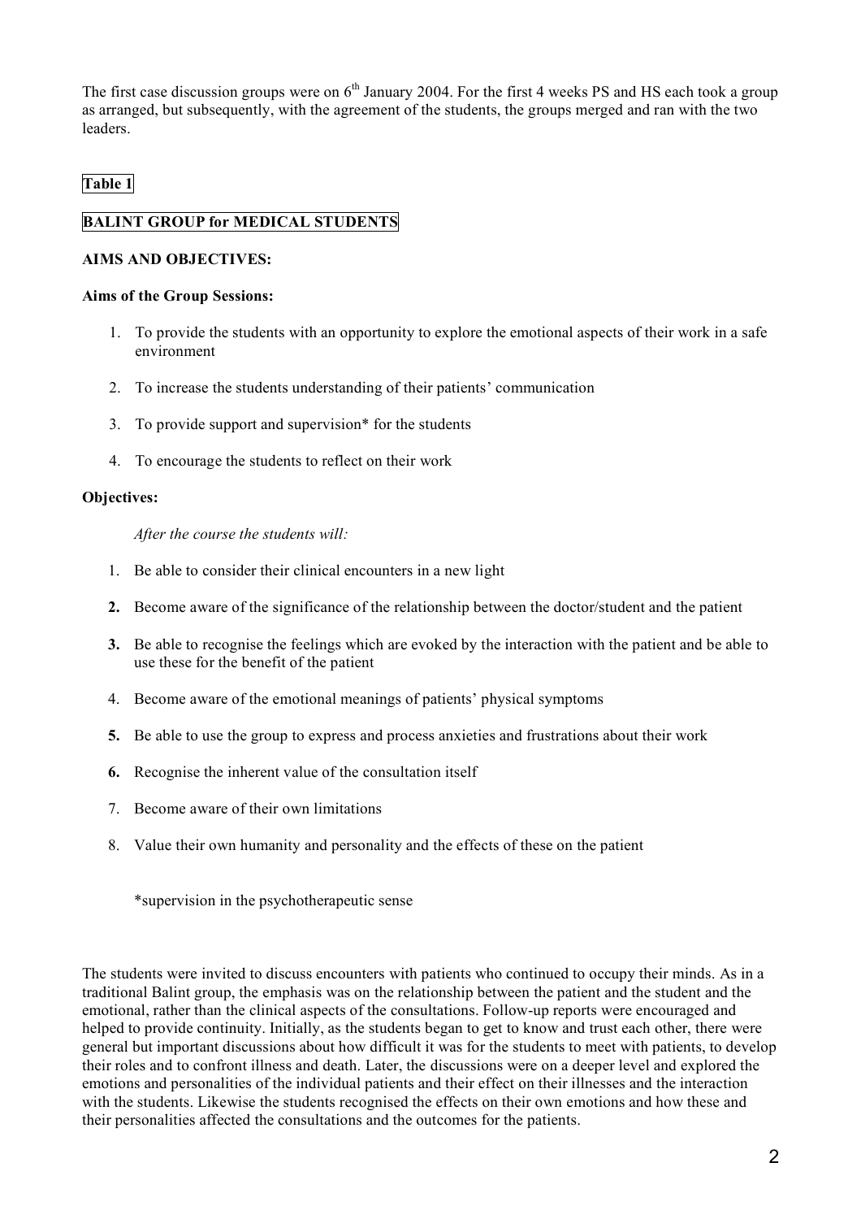The first case discussion groups were on 6th January 2004. For the first 4 weeks PS and HS each took a group as arranged, but subsequently, with the agreement of the students, the groups merged and ran with the two leaders.

**Table 1**

**BALINT GROUP for MEDICAL STUDENTS**

**AIMS AND OBJECTIVES:**

**Aims of the Group Sessions:**

1. To provide the students with an opportunity to explore the emotional aspects of their work in a safe environment
2. To increase the students understanding of their patients' communication
3. To provide support and supervision* for the students
4. To encourage the students to reflect on their work

**Objectives:**

*After the course the students will:*

1. Be able to consider their clinical encounters in a new light
2. Become aware of the significance of the relationship between the doctor/student and the patient
3. Be able to recognise the feelings which are evoked by the interaction with the patient and be able to use these for the benefit of the patient
4. Become aware of the emotional meanings of patients' physical symptoms
5. Be able to use the group to express and process anxieties and frustrations about their work
6. Recognise the inherent value of the consultation itself
7. Become aware of their own limitations
8. Value their own humanity and personality and the effects of these on the patient

*supervision in the psychotherapeutic sense

The students were invited to discuss encounters with patients who continued to occupy their minds. As in a traditional Balint group, the emphasis was on the relationship between the patient and the student and the emotional, rather than the clinical aspects of the consultations. Follow-up reports were encouraged and helped to provide continuity. Initially, as the students began to get to know and trust each other, there were general but important discussions about how difficult it was for the students to meet with patients, to develop their roles and to confront illness and death. Later, the discussions were on a deeper level and explored the emotions and personalities of the individual patients and their effect on their illnesses and the interaction with the students. Likewise the students recognised the effects on their own emotions and how these and their personalities affected the consultations and the outcomes for the patients.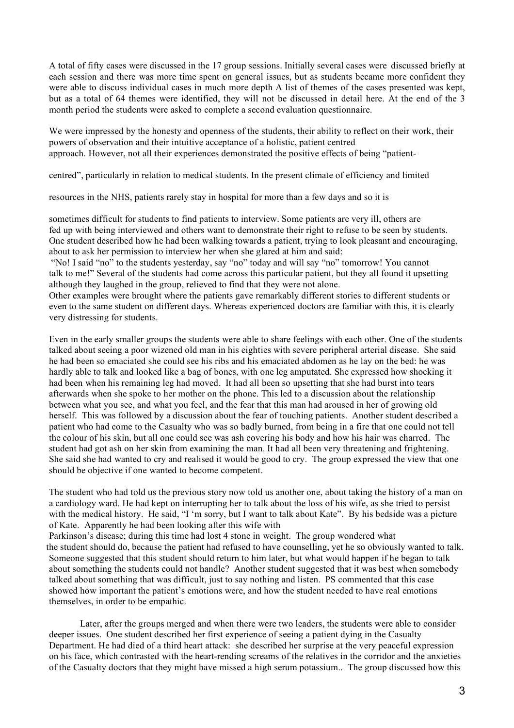A total of fifty cases were discussed in the 17 group sessions. Initially several cases were discussed briefly at each session and there was more time spent on general issues, but as students became more confident they were able to discuss individual cases in much more depth A list of themes of the cases presented was kept, but as a total of 64 themes were identified, they will not be discussed in detail here. At the end of the 3 month period the students were asked to complete a second evaluation questionnaire.

We were impressed by the honesty and openness of the students, their ability to reflect on their work, their powers of observation and their intuitive acceptance of a holistic, patient centred approach. However, not all their experiences demonstrated the positive effects of being "patient-centred", particularly in relation to medical students. In the present climate of efficiency and limited resources in the NHS, patients rarely stay in hospital for more than a few days and so it is sometimes difficult for students to find patients to interview. Some patients are very ill, others are fed up with being interviewed and others want to demonstrate their right to refuse to be seen by students. One student described how he had been walking towards a patient, trying to look pleasant and encouraging, about to ask her permission to interview her when she glared at him and said:

"No! I said "no" to the students yesterday, say "no" today and will say "no" tomorrow! You cannot talk to me!" Several of the students had come across this particular patient, but they all found it upsetting although they laughed in the group, relieved to find that they were not alone.

Other examples were brought where the patients gave remarkably different stories to different students or even to the same student on different days. Whereas experienced doctors are familiar with this, it is clearly very distressing for students.

Even in the early smaller groups the students were able to share feelings with each other. One of the students talked about seeing a poor wizened old man in his eighties with severe peripheral arterial disease. She said he had been so emaciated she could see his ribs and his emaciated abdomen as he lay on the bed: he was hardly able to talk and looked like a bag of bones, with one leg amputated. She expressed how shocking it had been when his remaining leg had moved. It had all been so upsetting that she had burst into tears afterwards when she spoke to her mother on the phone. This led to a discussion about the relationship between what you see, and what you feel, and the fear that this man had aroused in her of growing old herself. This was followed by a discussion about the fear of touching patients. Another student described a patient who had come to the Casualty who was so badly burned, from being in a fire that one could not tell the colour of his skin, but all one could see was ash covering his body and how his hair was charred. The student had got ash on her skin from examining the man. It had all been very threatening and frightening. She said she had wanted to cry and realised it would be good to cry. The group expressed the view that one should be objective if one wanted to become competent.

The student who had told us the previous story now told us another one, about taking the history of a man on a cardiology ward. He had kept on interrupting her to talk about the loss of his wife, as she tried to persist with the medical history. He said, "I 'm sorry, but I want to talk about Kate". By his bedside was a picture of Kate. Apparently he had been looking after this wife with Parkinson's disease; during this time had lost 4 stone in weight. The group wondered what the student should do, because the patient had refused to have counselling, yet he so obviously wanted to talk. Someone suggested that this student should return to him later, but what would happen if he began to talk about something the students could not handle? Another student suggested that it was best when somebody talked about something that was difficult, just to say nothing and listen. PS commented that this case showed how important the patient's emotions were, and how the student needed to have real emotions themselves, in order to be empathic.

Later, after the groups merged and when there were two leaders, the students were able to consider deeper issues. One student described her first experience of seeing a patient dying in the Casualty Department. He had died of a third heart attack: she described her surprise at the very peaceful expression on his face, which contrasted with the heart-rending screams of the relatives in the corridor and the anxieties of the Casualty doctors that they might have missed a high serum potassium.. The group discussed how this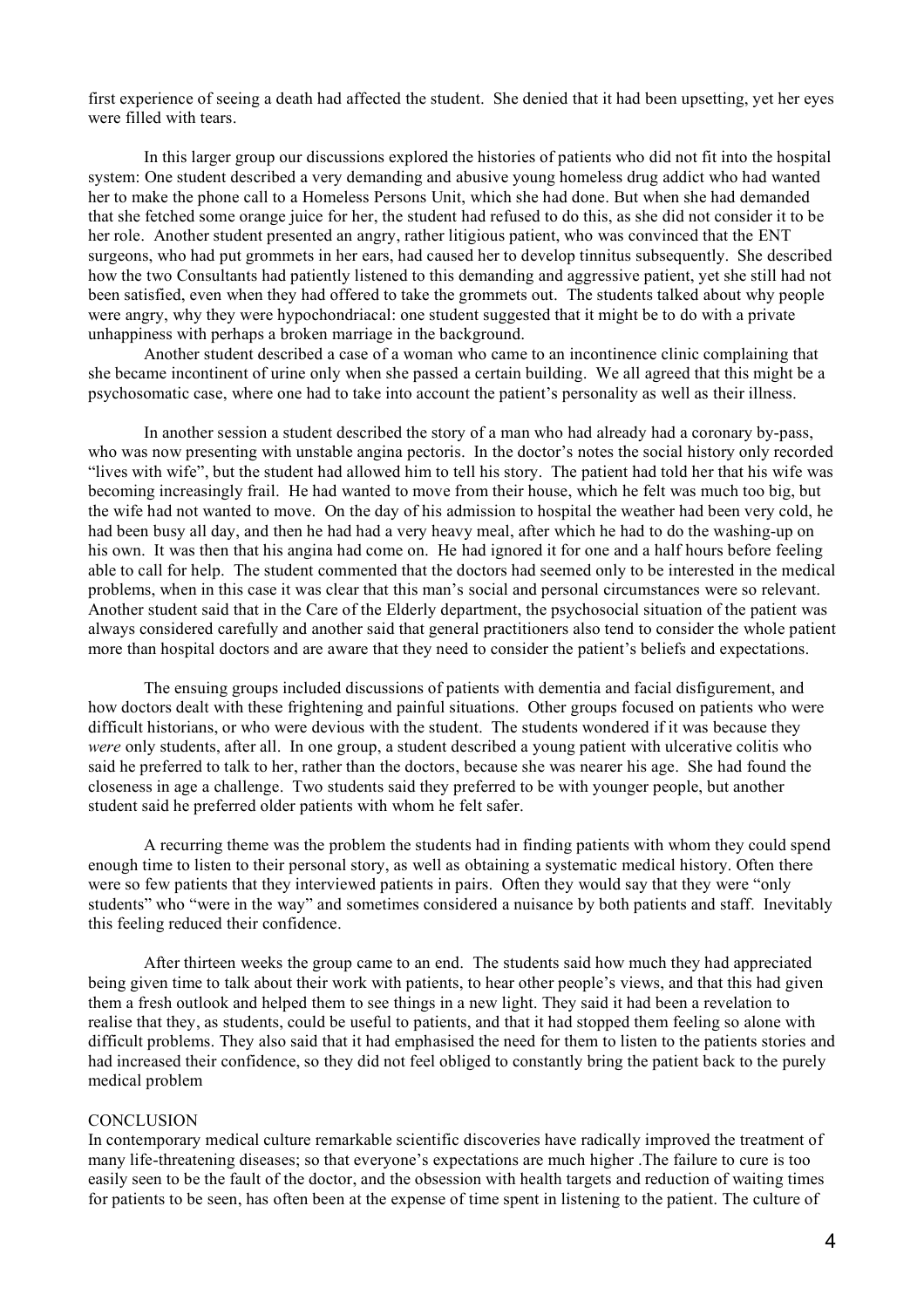first experience of seeing a death had affected the student. She denied that it had been upsetting, yet her eyes were filled with tears.

In this larger group our discussions explored the histories of patients who did not fit into the hospital system: One student described a very demanding and abusive young homeless drug addict who had wanted her to make the phone call to a Homeless Persons Unit, which she had done. But when she had demanded that she fetched some orange juice for her, the student had refused to do this, as she did not consider it to be her role. Another student presented an angry, rather litigious patient, who was convinced that the ENT surgeons, who had put grommets in her ears, had caused her to develop tinnitus subsequently. She described how the two Consultants had patiently listened to this demanding and aggressive patient, yet she still had not been satisfied, even when they had offered to take the grommets out. The students talked about why people were angry, why they were hypochondriacal: one student suggested that it might be to do with a private unhappiness with perhaps a broken marriage in the background.

Another student described a case of a woman who came to an incontinence clinic complaining that she became incontinent of urine only when she passed a certain building. We all agreed that this might be a psychosomatic case, where one had to take into account the patient's personality as well as their illness.

In another session a student described the story of a man who had already had a coronary by-pass, who was now presenting with unstable angina pectoris. In the doctor's notes the social history only recorded "lives with wife", but the student had allowed him to tell his story. The patient had told her that his wife was becoming increasingly frail. He had wanted to move from their house, which he felt was much too big, but the wife had not wanted to move. On the day of his admission to hospital the weather had been very cold, he had been busy all day, and then he had had a very heavy meal, after which he had to do the washing-up on his own. It was then that his angina had come on. He had ignored it for one and a half hours before feeling able to call for help. The student commented that the doctors had seemed only to be interested in the medical problems, when in this case it was clear that this man's social and personal circumstances were so relevant. Another student said that in the Care of the Elderly department, the psychosocial situation of the patient was always considered carefully and another said that general practitioners also tend to consider the whole patient more than hospital doctors and are aware that they need to consider the patient's beliefs and expectations.

The ensuing groups included discussions of patients with dementia and facial disfigurement, and how doctors dealt with these frightening and painful situations. Other groups focused on patients who were difficult historians, or who were devious with the student. The students wondered if it was because they *were* only students, after all. In one group, a student described a young patient with ulcerative colitis who said he preferred to talk to her, rather than the doctors, because she was nearer his age. She had found the closeness in age a challenge. Two students said they preferred to be with younger people, but another student said he preferred older patients with whom he felt safer.

A recurring theme was the problem the students had in finding patients with whom they could spend enough time to listen to their personal story, as well as obtaining a systematic medical history. Often there were so few patients that they interviewed patients in pairs. Often they would say that they were "only students" who "were in the way" and sometimes considered a nuisance by both patients and staff. Inevitably this feeling reduced their confidence.

After thirteen weeks the group came to an end. The students said how much they had appreciated being given time to talk about their work with patients, to hear other people's views, and that this had given them a fresh outlook and helped them to see things in a new light. They said it had been a revelation to realise that they, as students, could be useful to patients, and that it had stopped them feeling so alone with difficult problems. They also said that it had emphasised the need for them to listen to the patients stories and had increased their confidence, so they did not feel obliged to constantly bring the patient back to the purely medical problem

## CONCLUSION

In contemporary medical culture remarkable scientific discoveries have radically improved the treatment of many life-threatening diseases; so that everyone's expectations are much higher .The failure to cure is too easily seen to be the fault of the doctor, and the obsession with health targets and reduction of waiting times for patients to be seen, has often been at the expense of time spent in listening to the patient. The culture of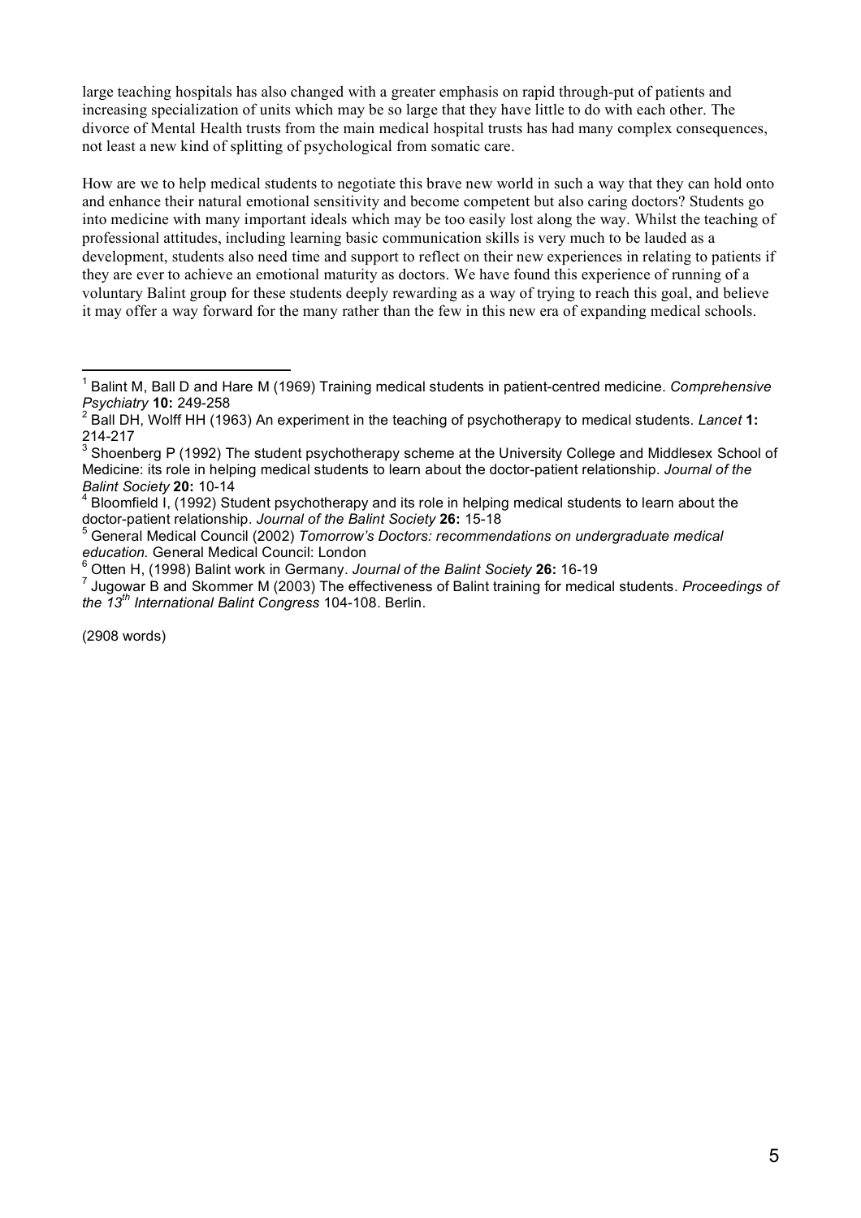large teaching hospitals has also changed with a greater emphasis on rapid through-put of patients and increasing specialization of units which may be so large that they have little to do with each other. The divorce of Mental Health trusts from the main medical hospital trusts has had many complex consequences, not least a new kind of splitting of psychological from somatic care.

How are we to help medical students to negotiate this brave new world in such a way that they can hold onto and enhance their natural emotional sensitivity and become competent but also caring doctors? Students go into medicine with many important ideals which may be too easily lost along the way. Whilst the teaching of professional attitudes, including learning basic communication skills is very much to be lauded as a development, students also need time and support to reflect on their new experiences in relating to patients if they are ever to achieve an emotional maturity as doctors. We have found this experience of running of a voluntary Balint group for these students deeply rewarding as a way of trying to reach this goal, and believe it may offer a way forward for the many rather than the few in this new era of expanding medical schools.

---

[1] Balint M, Ball D and Hare M (1969) Training medical students in patient-centred medicine. *Comprehensive Psychiatry* **10:** 249-258

[2] Ball DH, Wolff HH (1963) An experiment in the teaching of psychotherapy to medical students. *Lancet* **1:** 214-217

[3] Shoenberg P (1992) The student psychotherapy scheme at the University College and Middlesex School of Medicine: its role in helping medical students to learn about the doctor-patient relationship. *Journal of the Balint Society* **20:** 10-14

[4] Bloomfield I, (1992) Student psychotherapy and its role in helping medical students to learn about the doctor-patient relationship. *Journal of the Balint Society* **26:** 15-18

[5] General Medical Council (2002) *Tomorrow's Doctors: recommendations on undergraduate medical education.* General Medical Council: London

[6] Otten H, (1998) Balint work in Germany. *Journal of the Balint Society* **26:** 16-19

[7] Jugowar B and Skommer M (2003) The effectiveness of Balint training for medical students. *Proceedings of the 13th International Balint Congress* 104-108. Berlin.

(2908 words)